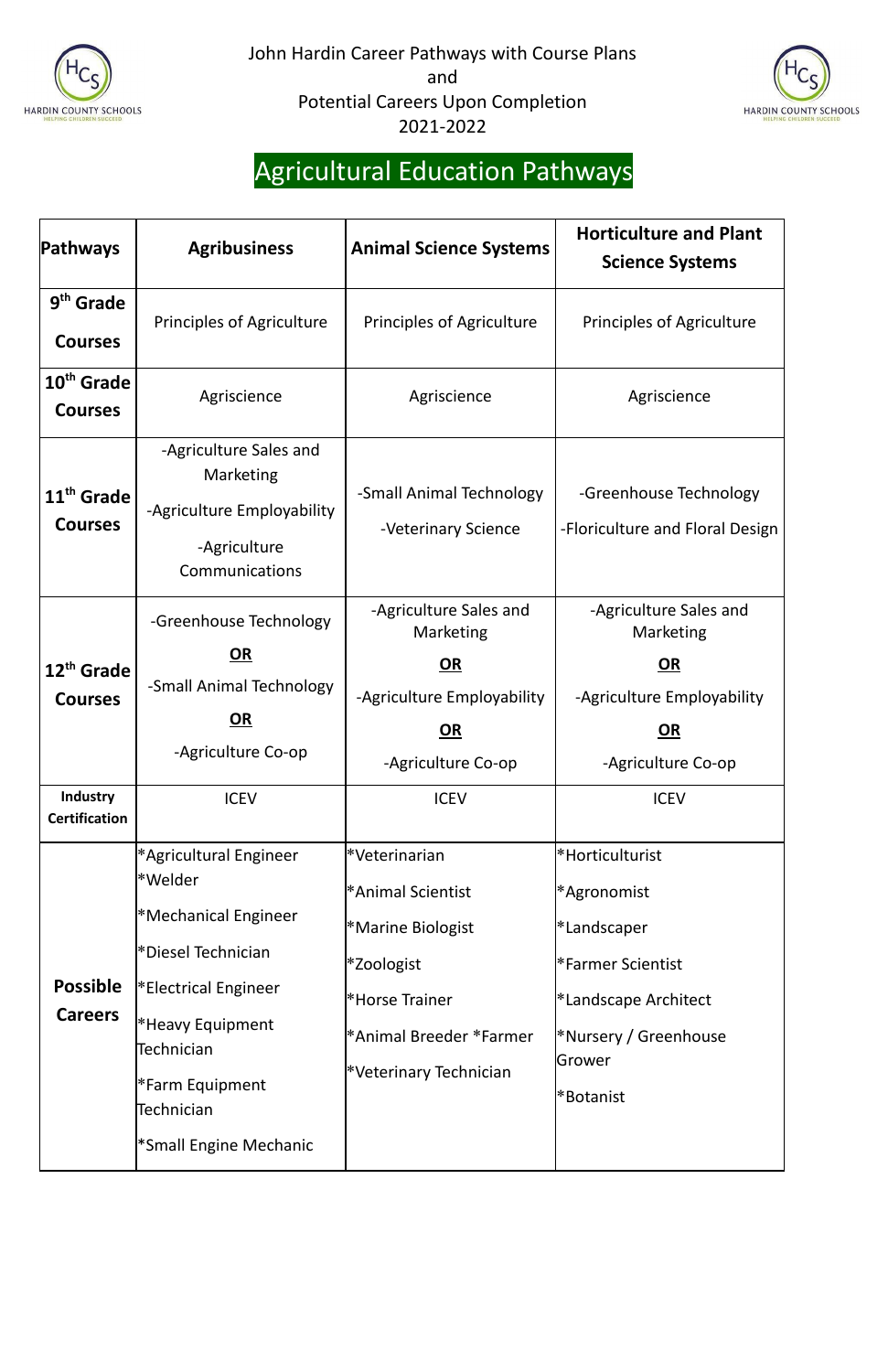John Hardin Career Pathways with Course Plans
and
Potential Careers Upon Completion
2021-2022

# Agricultural Education Pathways

| Pathways | Agribusiness | Animal Science Systems | Horticulture and Plant Science Systems |
|---|---|---|---|
| **9th Grade Courses** | Principles of Agriculture | Principles of Agriculture | Principles of Agriculture |
| **10th Grade Courses** | Agriscience | Agriscience | Agriscience |
| **11th Grade Courses** | -Agriculture Sales and Marketing<br>-Agriculture Employability<br>-Agriculture Communications | -Small Animal Technology<br>-Veterinary Science | -Greenhouse Technology<br>-Floriculture and Floral Design |
| **12th Grade Courses** | -Greenhouse Technology<br>**OR**<br>-Small Animal Technology<br>**OR**<br>-Agriculture Co-op | -Agriculture Sales and Marketing<br>**OR**<br>-Agriculture Employability<br>**OR**<br>-Agriculture Co-op | -Agriculture Sales and Marketing<br>**OR**<br>-Agriculture Employability<br>**OR**<br>-Agriculture Co-op |
| **Industry Certification** | ICEV | ICEV | ICEV |
| **Possible Careers** | *Agricultural Engineer<br>*Welder<br>*Mechanical Engineer<br>*Diesel Technician<br>*Electrical Engineer<br>*Heavy Equipment Technician<br>*Farm Equipment Technician<br>*Small Engine Mechanic | *Veterinarian<br>*Animal Scientist<br>*Marine Biologist<br>*Zoologist<br>*Horse Trainer<br>*Animal Breeder *Farmer<br>*Veterinary Technician | *Horticulturist<br>*Agronomist<br>*Landscaper<br>*Farmer Scientist<br>*Landscape Architect<br>*Nursery / Greenhouse Grower<br>*Botanist |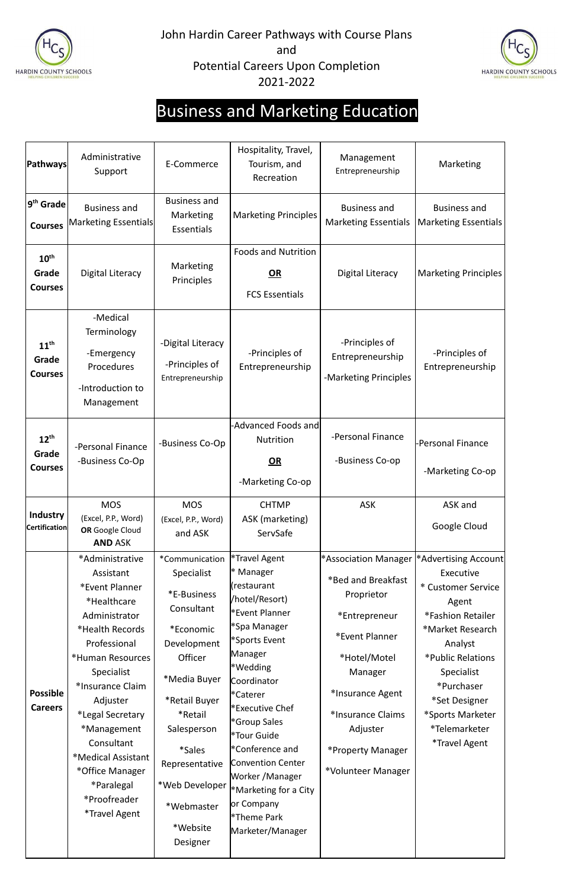# John Hardin Career Pathways with Course Plans and Potential Careers Upon Completion 2021-2022

## Business and Marketing Education

| Pathways | Administrative Support | E-Commerce | Hospitality, Travel, Tourism, and Recreation | Management Entrepreneurship | Marketing |
|---|---|---|---|---|---|
| **9th Grade Courses** | Business and Marketing Essentials | Business and Marketing Essentials | Marketing Principles | Business and Marketing Essentials | Business and Marketing Essentials |
| **10th Grade Courses** | Digital Literacy | Marketing Principles | Foods and Nutrition **OR** FCS Essentials | Digital Literacy | Marketing Principles |
| **11th Grade Courses** | -Medical Terminology<br>-Emergency Procedures<br>-Introduction to Management | -Digital Literacy<br>-Principles of Entrepreneurship | -Principles of Entrepreneurship | -Principles of Entrepreneurship<br>-Marketing Principles | -Principles of Entrepreneurship |
| **12th Grade Courses** | -Personal Finance<br>-Business Co-Op | -Business Co-Op | -Advanced Foods and Nutrition<br>**OR**<br>-Marketing Co-op | -Personal Finance<br>-Business Co-op | -Personal Finance<br>-Marketing Co-op |
| **Industry Certification** | MOS (Excel, P.P., Word) **OR** Google Cloud **AND** ASK | MOS (Excel, P.P., Word) and ASK | CHTMP<br>ASK (marketing)<br>ServSafe | ASK | ASK and Google Cloud |
| **Possible Careers** | *Administrative Assistant<br>*Event Planner<br>*Healthcare Administrator<br>*Health Records Professional<br>*Human Resources Specialist<br>*Insurance Claim Adjuster<br>*Legal Secretary<br>*Management Consultant<br>*Medical Assistant<br>*Office Manager<br>*Paralegal<br>*Proofreader<br>*Travel Agent | *Communication Specialist<br>*E-Business Consultant<br>*Economic Development Officer<br>*Media Buyer<br>*Retail Buyer<br>*Retail Salesperson<br>*Sales Representative<br>*Web Developer<br>*Webmaster<br>*Website Designer | *Travel Agent<br>* Manager (restaurant /hotel/Resort)<br>*Event Planner<br>*Spa Manager<br>*Sports Event Manager<br>*Wedding Coordinator<br>*Caterer<br>*Executive Chef<br>*Group Sales<br>*Tour Guide<br>*Conference and Convention Center Worker /Manager<br>*Marketing for a City or Company<br>*Theme Park Marketer/Manager | *Association Manager<br>*Bed and Breakfast Proprietor<br>*Entrepreneur<br>*Event Planner<br>*Hotel/Motel Manager<br>*Insurance Agent<br>*Insurance Claims Adjuster<br>*Property Manager<br>*Volunteer Manager | *Advertising Account Executive<br>* Customer Service Agent<br>*Fashion Retailer<br>*Market Research Analyst<br>*Public Relations Specialist<br>*Purchaser<br>*Set Designer<br>*Sports Marketer<br>*Telemarketer<br>*Travel Agent |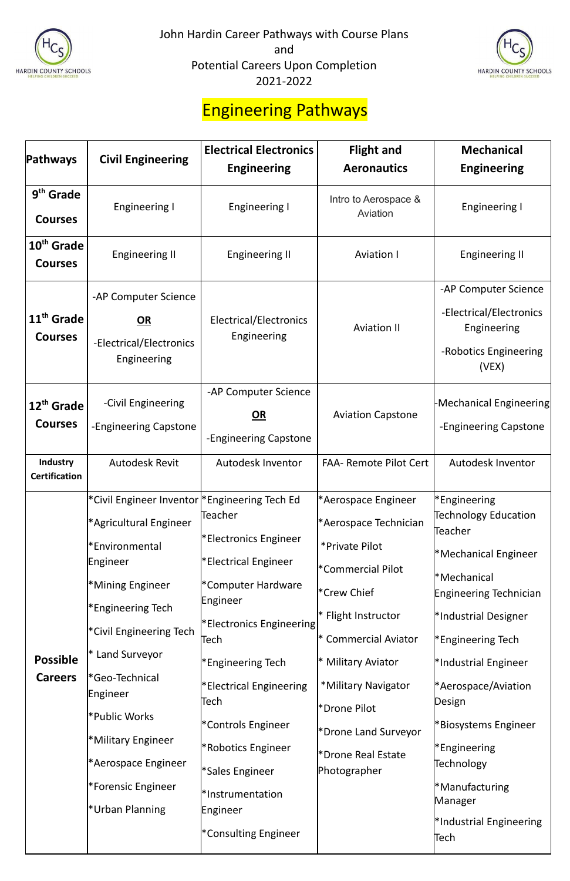John Hardin Career Pathways with Course Plans
and
Potential Careers Upon Completion
2021-2022

# Engineering Pathways

| Pathways | Civil Engineering | Electrical Electronics Engineering | Flight and Aeronautics | Mechanical Engineering |
|---|---|---|---|---|
| 9th Grade Courses | Engineering I | Engineering I | Intro to Aerospace & Aviation | Engineering I |
| 10th Grade Courses | Engineering II | Engineering II | Aviation I | Engineering II |
| 11th Grade Courses | -AP Computer Science<br>**OR**<br>-Electrical/Electronics Engineering | Electrical/Electronics Engineering | Aviation II | -AP Computer Science<br>-Electrical/Electronics Engineering<br>-Robotics Engineering (VEX) |
| 12th Grade Courses | -Civil Engineering<br>-Engineering Capstone | -AP Computer Science<br>**OR**<br>-Engineering Capstone | Aviation Capstone | -Mechanical Engineering<br>-Engineering Capstone |
| Industry Certification | Autodesk Revit | Autodesk Inventor | FAA- Remote Pilot Cert | Autodesk Inventor |
| Possible Careers | *Civil Engineer Inventor<br>*Agricultural Engineer<br>*Environmental Engineer<br>*Mining Engineer<br>*Engineering Tech<br>*Civil Engineering Tech<br>* Land Surveyor<br>*Geo-Technical Engineer<br>*Public Works<br>*Military Engineer<br>*Aerospace Engineer<br>*Forensic Engineer<br>*Urban Planning | *Engineering Tech Ed Teacher<br>*Electronics Engineer<br>*Electrical Engineer<br>*Computer Hardware Engineer<br>*Electronics Engineering Tech<br>*Engineering Tech<br>*Electrical Engineering Tech<br>*Controls Engineer<br>*Robotics Engineer<br>*Sales Engineer<br>*Instrumentation Engineer<br>*Consulting Engineer | *Aerospace Engineer<br>*Aerospace Technician<br>*Private Pilot<br>*Commercial Pilot<br>*Crew Chief<br>* Flight Instructor<br>* Commercial Aviator<br>* Military Aviator<br>*Military Navigator<br>*Drone Pilot<br>*Drone Land Surveyor<br>*Drone Real Estate Photographer | *Engineering Technology Education Teacher<br>*Mechanical Engineer<br>*Mechanical Engineering Technician<br>*Industrial Designer<br>*Engineering Tech<br>*Industrial Engineer<br>*Aerospace/Aviation Design<br>*Biosystems Engineer<br>*Engineering Technology<br>*Manufacturing Manager<br>*Industrial Engineering Tech |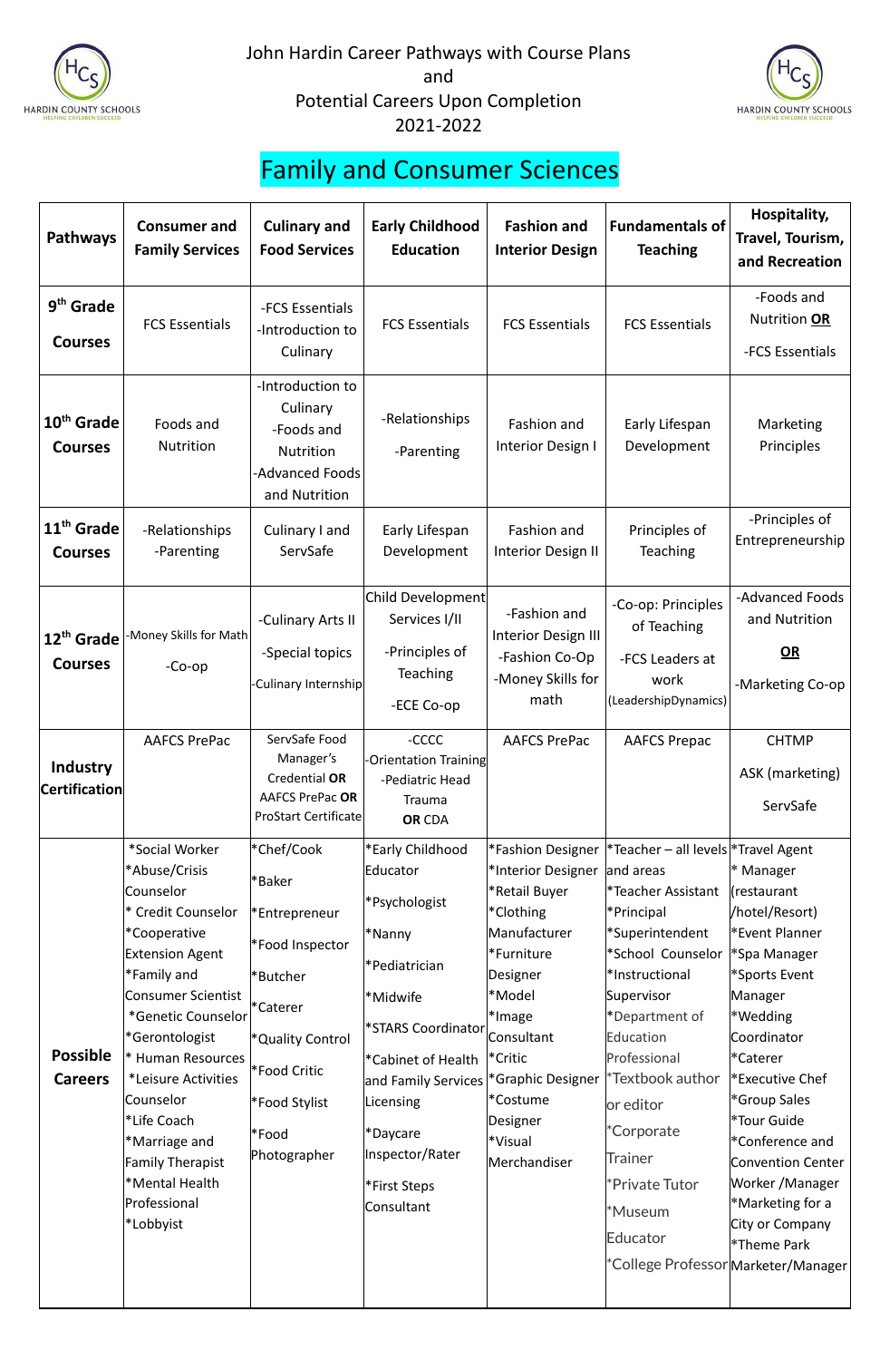John Hardin Career Pathways with Course Plans and Potential Careers Upon Completion 2021-2022

# Family and Consumer Sciences

| Pathways | Consumer and Family Services | Culinary and Food Services | Early Childhood Education | Fashion and Interior Design | Fundamentals of Teaching | Hospitality, Travel, Tourism, and Recreation |
|---|---|---|---|---|---|---|
| **9th Grade Courses** | FCS Essentials | -FCS Essentials<br>-Introduction to Culinary | FCS Essentials | FCS Essentials | FCS Essentials | -Foods and Nutrition **OR**<br>-FCS Essentials |
| **10th Grade Courses** | Foods and Nutrition | -Introduction to Culinary<br>-Foods and Nutrition<br>-Advanced Foods and Nutrition | -Relationships<br>-Parenting | Fashion and Interior Design I | Early Lifespan Development | Marketing Principles |
| **11th Grade Courses** | -Relationships<br>-Parenting | Culinary I and ServSafe | Early Lifespan Development | Fashion and Interior Design II | Principles of Teaching | -Principles of Entrepreneurship |
| **12th Grade Courses** | -Money Skills for Math<br>-Co-op | -Culinary Arts II<br>-Special topics<br>-Culinary Internship | Child Development Services I/II<br>-Principles of Teaching<br>-ECE Co-op | -Fashion and Interior Design III<br>-Fashion Co-Op<br>-Money Skills for math | -Co-op: Principles of Teaching<br>-FCS Leaders at work (LeadershipDynamics) | -Advanced Foods and Nutrition<br>**OR**<br>-Marketing Co-op |
| **Industry Certification** | AAFCS PrePac | ServSafe Food Manager's Credential **OR** AAFCS PrePac **OR** ProStart Certificate | -CCCC<br>-Orientation Training<br>-Pediatric Head Trauma<br>**OR CDA** | AAFCS PrePac | AAFCS Prepac | CHTMP<br>ASK (marketing)<br>ServSafe |
| **Possible Careers** | *Social Worker<br>*Abuse/Crisis Counselor<br>* Credit Counselor<br>*Cooperative Extension Agent<br>*Family and Consumer Scientist<br>*Genetic Counselor<br>*Gerontologist<br>* Human Resources<br>*Leisure Activities Counselor<br>*Life Coach<br>*Marriage and Family Therapist<br>*Mental Health Professional<br>*Lobbyist | *Chef/Cook<br>*Baker<br>*Entrepreneur<br>*Food Inspector<br>*Butcher<br>*Caterer<br>*Quality Control<br>*Food Critic<br>*Food Stylist<br>*Food Photographer | *Early Childhood Educator<br>*Psychologist<br>*Nanny<br>*Pediatrician<br>*Midwife<br>*STARS Coordinator<br>*Cabinet of Health and Family Services Licensing<br>*Daycare Inspector/Rater<br>*First Steps Consultant | *Fashion Designer<br>*Interior Designer<br>*Retail Buyer<br>*Clothing Manufacturer<br>*Furniture Designer<br>*Model<br>*Image Consultant<br>*Critic<br>*Graphic Designer<br>*Costume Designer<br>*Visual Merchandiser | *Teacher – all levels and areas<br>*Teacher Assistant<br>*Principal<br>*Superintendent<br>*School Counselor<br>*Instructional Supervisor<br>*Department of Education Professional<br>*Textbook author or editor<br>*Corporate Trainer<br>*Private Tutor<br>*Museum Educator<br>*College Professor | *Travel Agent<br>* Manager (restaurant /hotel/Resort)<br>*Event Planner<br>*Spa Manager<br>*Sports Event Manager<br>*Wedding Coordinator<br>*Caterer<br>*Executive Chef<br>*Group Sales<br>*Tour Guide<br>*Conference and Convention Center Worker /Manager<br>*Marketing for a City or Company<br>*Theme Park Marketer/Manager |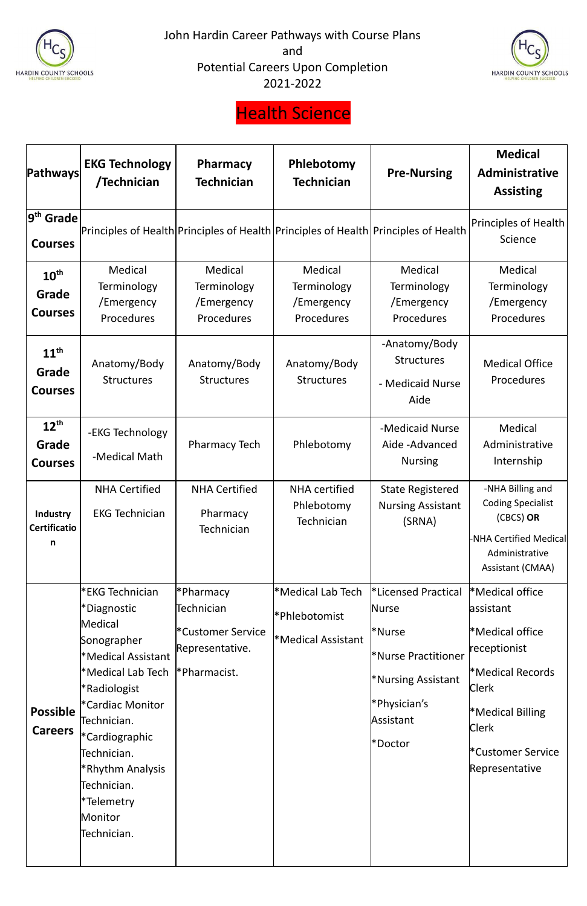John Hardin Career Pathways with Course Plans
and
Potential Careers Upon Completion
2021-2022

# Health Science

| Pathways | EKG Technology /Technician | Pharmacy Technician | Phlebotomy Technician | Pre-Nursing | Medical Administrative Assisting |
|---|---|---|---|---|---|
| 9th Grade Courses | Principles of Health | Principles of Health | Principles of Health | Principles of Health | Principles of Health Science |
| 10th Grade Courses | Medical Terminology /Emergency Procedures | Medical Terminology /Emergency Procedures | Medical Terminology /Emergency Procedures | Medical Terminology /Emergency Procedures | Medical Terminology /Emergency Procedures |
| 11th Grade Courses | Anatomy/Body Structures | Anatomy/Body Structures | Anatomy/Body Structures | -Anatomy/Body Structures<br>- Medicaid Nurse Aide | Medical Office Procedures |
| 12th Grade Courses | -EKG Technology<br>-Medical Math | Pharmacy Tech | Phlebotomy | -Medicaid Nurse Aide -Advanced Nursing | Medical Administrative Internship |
| Industry Certification | NHA Certified<br>EKG Technician | NHA Certified<br>Pharmacy Technician | NHA certified Phlebotomy Technician | State Registered Nursing Assistant (SRNA) | -NHA Billing and Coding Specialist (CBCS) **OR**<br>-NHA Certified Medical Administrative Assistant (CMAA) |
| Possible Careers | *EKG Technician<br>*Diagnostic Medical Sonographer<br>*Medical Assistant<br>*Medical Lab Tech<br>*Radiologist<br>*Cardiac Monitor Technician.<br>*Cardiographic Technician.<br>*Rhythm Analysis Technician.<br>*Telemetry Monitor Technician. | *Pharmacy Technician<br>*Customer Service Representative.<br>*Pharmacist. | *Medical Lab Tech<br>*Phlebotomist<br>*Medical Assistant | *Licensed Practical Nurse<br>*Nurse<br>*Nurse Practitioner<br>*Nursing Assistant<br>*Physician's Assistant<br>*Doctor | *Medical office assistant<br>*Medical office receptionist<br>*Medical Records Clerk<br>*Medical Billing Clerk<br>*Customer Service Representative |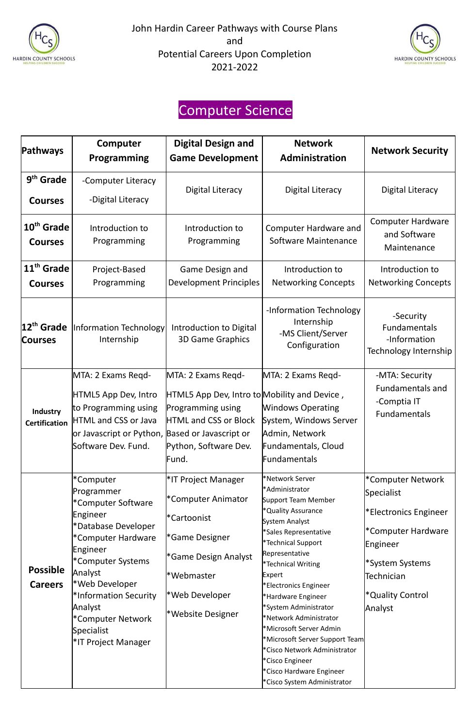John Hardin Career Pathways with Course Plans
and
Potential Careers Upon Completion
2021-2022

# Computer Science

| Pathways | Computer Programming | Digital Design and Game Development | Network Administration | Network Security |
|---|---|---|---|---|
| 9th Grade Courses | -Computer Literacy<br>-Digital Literacy | Digital Literacy | Digital Literacy | Digital Literacy |
| 10th Grade Courses | Introduction to Programming | Introduction to Programming | Computer Hardware and Software Maintenance | Computer Hardware and Software Maintenance |
| 11th Grade Courses | Project-Based Programming | Game Design and Development Principles | Introduction to Networking Concepts | Introduction to Networking Concepts |
| 12th Grade Courses | Information Technology Internship | Introduction to Digital 3D Game Graphics | -Information Technology Internship<br>-MS Client/Server Configuration | -Security Fundamentals<br>-Information Technology Internship |
| Industry Certification | MTA: 2 Exams Reqd-<br>HTML5 App Dev, Intro to Programming using HTML and CSS or Java or Javascript or Python, Software Dev. Fund. | MTA: 2 Exams Reqd-<br>HTML5 App Dev, Intro to Programming using HTML and CSS or Block Based or Javascript or Python, Software Dev. Fund. | MTA: 2 Exams Reqd-<br>Mobility and Device , Windows Operating System, Windows Server Admin, Network Fundamentals, Cloud Fundamentals | -MTA: Security Fundamentals and<br>-Comptia IT Fundamentals |
| Possible Careers | *Computer Programmer<br>*Computer Software Engineer<br>*Database Developer<br>*Computer Hardware Engineer<br>*Computer Systems Analyst<br>*Web Developer<br>*Information Security Analyst<br>*Computer Network Specialist<br>*IT Project Manager | *IT Project Manager<br>*Computer Animator<br>*Cartoonist<br>*Game Designer<br>*Game Design Analyst<br>*Webmaster<br>*Web Developer<br>*Website Designer | *Network Server<br>*Administrator<br>Support Team Member<br>*Quality Assurance<br>System Analyst<br>*Sales Representative<br>*Technical Support Representative<br>*Technical Writing Expert<br>*Electronics Engineer<br>*Hardware Engineer<br>*System Administrator<br>*Network Administrator<br>*Microsoft Server Admin<br>*Microsoft Server Support Team<br>*Cisco Network Administrator<br>*Cisco Engineer<br>*Cisco Hardware Engineer<br>*Cisco System Administrator | *Computer Network Specialist<br>*Electronics Engineer<br>*Computer Hardware Engineer<br>*System Systems Technician<br>*Quality Control Analyst |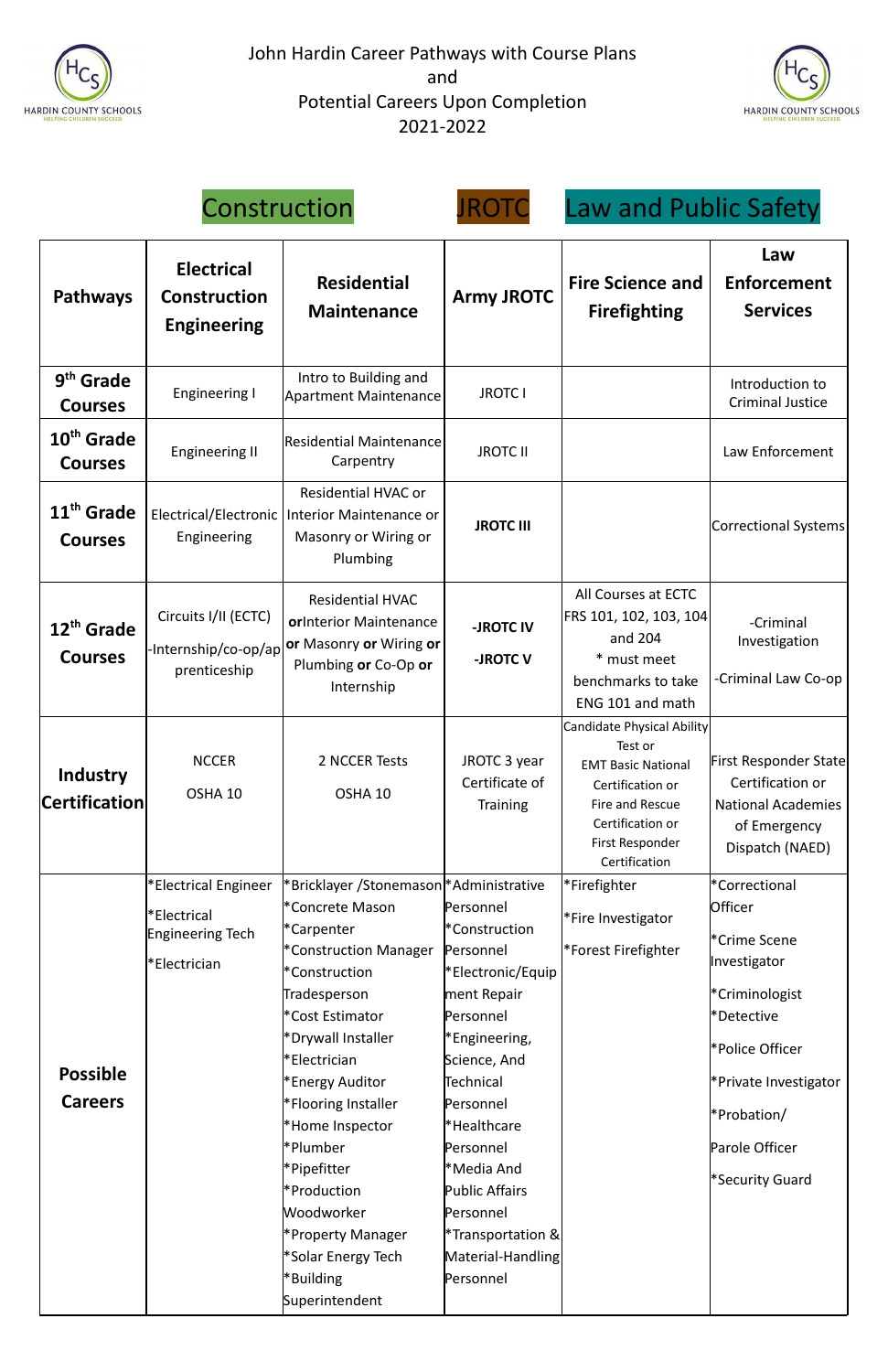# John Hardin Career Pathways with Course Plans and Potential Careers Upon Completion 2021-2022

Construction | JROTC | Law and Public Safety

| Pathways | Electrical Construction Engineering | Residential Maintenance | Army JROTC | Fire Science and Firefighting | Law Enforcement Services |
|---|---|---|---|---|---|
| 9th Grade Courses | Engineering I | Intro to Building and Apartment Maintenance | JROTC I | | Introduction to Criminal Justice |
| 10th Grade Courses | Engineering II | Residential Maintenance Carpentry | JROTC II | | Law Enforcement |
| 11th Grade Courses | Electrical/Electronic Engineering | Residential HVAC or Interior Maintenance or Masonry or Wiring or Plumbing | **JROTC III** | | Correctional Systems |
| 12th Grade Courses | Circuits I/II (ECTC) -Internship/co-op/apprenticeship | Residential HVAC **or** Interior Maintenance **or** Masonry **or** Wiring **or** Plumbing **or** Co-Op **or** Internship | **-JROTC IV** **-JROTC V** | All Courses at ECTC FRS 101, 102, 103, 104 and 204 * must meet benchmarks to take ENG 101 and math | -Criminal Investigation -Criminal Law Co-op |
| Industry Certification | NCCER OSHA 10 | 2 NCCER Tests OSHA 10 | JROTC 3 year Certificate of Training | Candidate Physical Ability Test or EMT Basic National Certification or Fire and Rescue Certification or First Responder Certification | First Responder State Certification or National Academies of Emergency Dispatch (NAED) |
| Possible Careers | *Electrical Engineer *Electrical Engineering Tech *Electrician | *Bricklayer /Stonemason *Concrete Mason *Carpenter *Construction Manager *Construction Tradesperson *Cost Estimator *Drywall Installer *Electrician *Energy Auditor *Flooring Installer *Home Inspector *Plumber *Pipefitter *Production Woodworker *Property Manager *Solar Energy Tech *Building Superintendent | *Administrative Personnel *Construction Personnel *Electronic/Equipment Repair Personnel *Engineering, Science, And Technical Personnel *Healthcare Personnel *Media And Public Affairs Personnel *Transportation & Material-Handling Personnel | *Firefighter *Fire Investigator *Forest Firefighter | *Correctional Officer *Crime Scene Investigator *Criminologist *Detective *Police Officer *Private Investigator *Probation/ Parole Officer *Security Guard |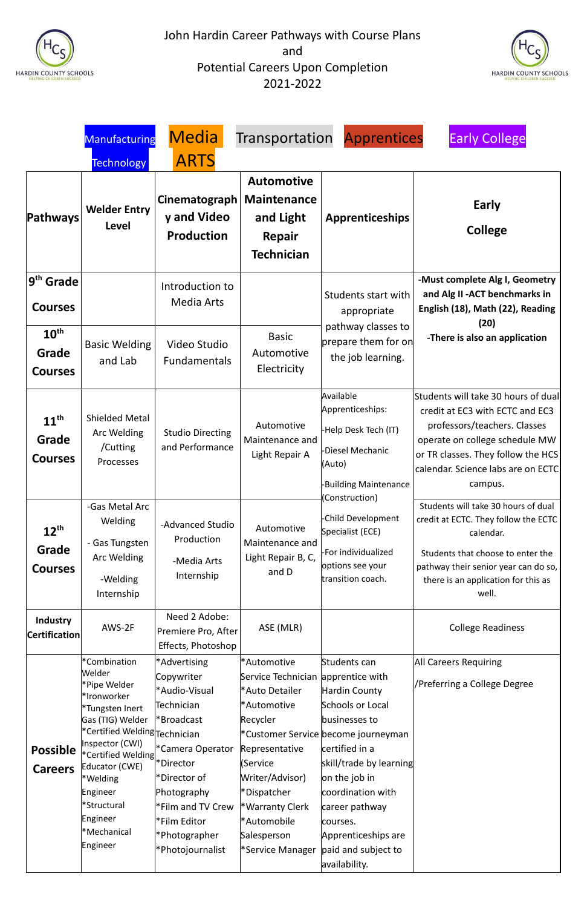# John Hardin Career Pathways with Course Plans and Potential Careers Upon Completion 2021-2022

Manufacturing Technology | Media ARTS | Transportation | Apprentices | Early College

| Pathways | Welder Entry Level | Cinematography and Video Production | Automotive Maintenance and Light Repair Technician | Apprenticeships | Early College |
|---|---|---|---|---|---|
| 9th Grade Courses | | Introduction to Media Arts | | Students start with appropriate pathway classes to prepare them for on the job learning. | -Must complete Alg I, Geometry and Alg II -ACT benchmarks in English (18), Math (22), Reading (20)<br>-There is also an application |
| 10th Grade Courses | Basic Welding and Lab | Video Studio Fundamentals | Basic Automotive Electricity | | |
| 11th Grade Courses | Shielded Metal Arc Welding /Cutting Processes | Studio Directing and Performance | Automotive Maintenance and Light Repair A | Available Apprenticeships:<br>-Help Desk Tech (IT)<br>-Diesel Mechanic (Auto)<br>-Building Maintenance (Construction)<br>-Child Development Specialist (ECE)<br>-For individualized options see your transition coach. | Students will take 30 hours of dual credit at EC3 with ECTC and EC3 professors/teachers. Classes operate on college schedule MW or TR classes. They follow the HCS calendar. Science labs are on ECTC campus. |
| 12th Grade Courses | -Gas Metal Arc Welding<br>- Gas Tungsten Arc Welding<br>-Welding Internship | -Advanced Studio Production<br>-Media Arts Internship | Automotive Maintenance and Light Repair B, C, and D | | Students will take 30 hours of dual credit at ECTC. They follow the ECTC calendar.<br>Students that choose to enter the pathway their senior year can do so, there is an application for this as well. |
| Industry Certification | AWS-2F | Need 2 Adobe: Premiere Pro, After Effects, Photoshop | ASE (MLR) | | College Readiness |
| Possible Careers | *Combination Welder<br>*Pipe Welder<br>*Ironworker<br>*Tungsten Inert Gas (TIG) Welder<br>*Certified Welding Inspector (CWI)<br>*Certified Welding Educator (CWE)<br>*Welding Engineer<br>*Structural Engineer<br>*Mechanical Engineer | *Advertising Copywriter<br>*Audio-Visual Technician<br>*Broadcast Technician<br>*Camera Operator<br>*Director<br>*Director of Photography<br>*Film and TV Crew<br>*Film Editor<br>*Photographer<br>*Photojournalist | *Automotive Service Technician<br>*Auto Detailer<br>*Automotive Recycler<br>*Customer Service Representative (Service Writer/Advisor)<br>*Dispatcher<br>*Warranty Clerk<br>*Automobile Salesperson<br>*Service Manager | Students can apprentice with Hardin County Schools or Local businesses to become journeyman certified in a skill/trade by learning on the job in coordination with career pathway courses. Apprenticeships are paid and subject to availability. | All Careers Requiring<br>/Preferring a College Degree |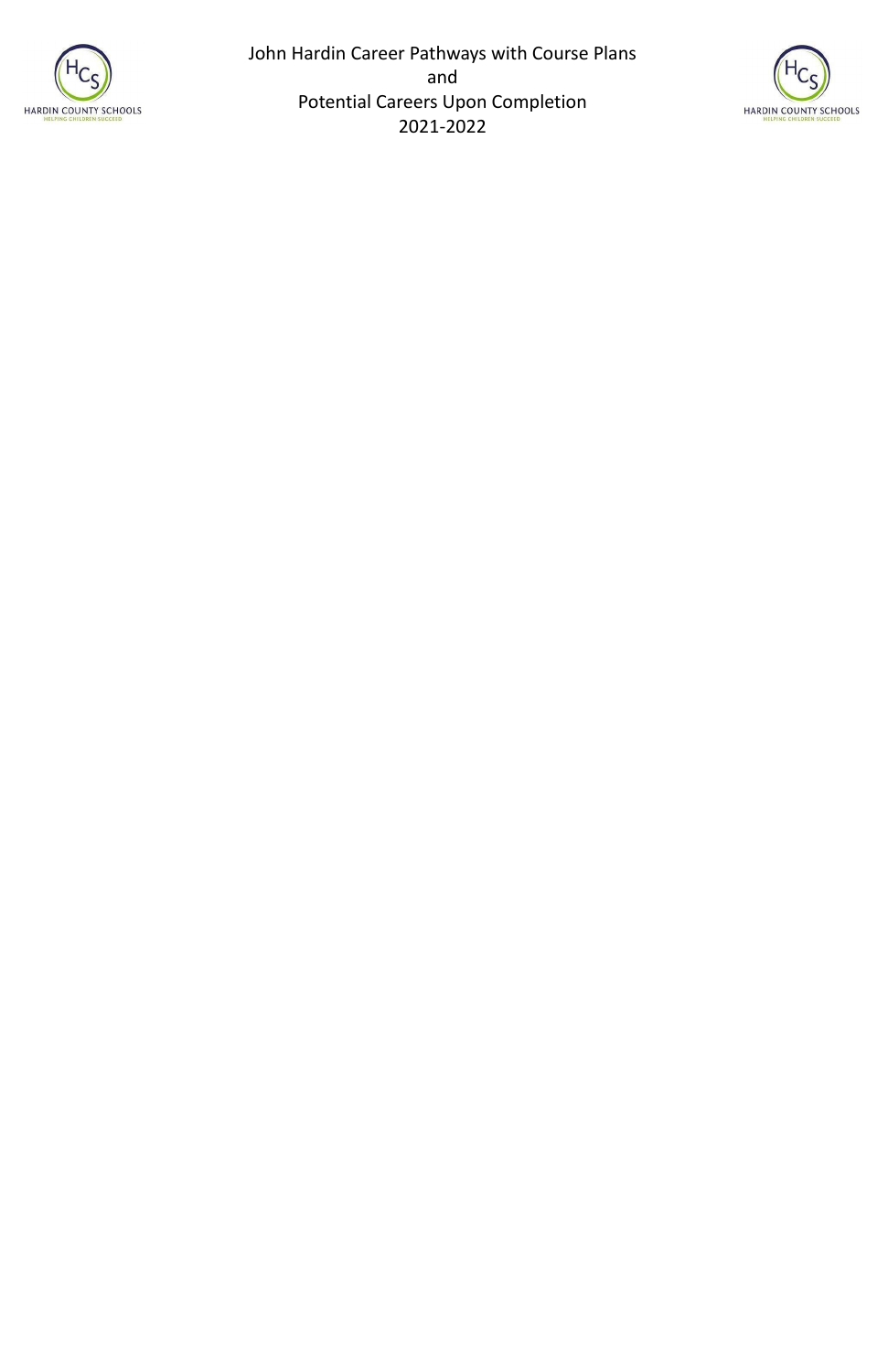John Hardin Career Pathways with Course Plans
and
Potential Careers Upon Completion
2021-2022